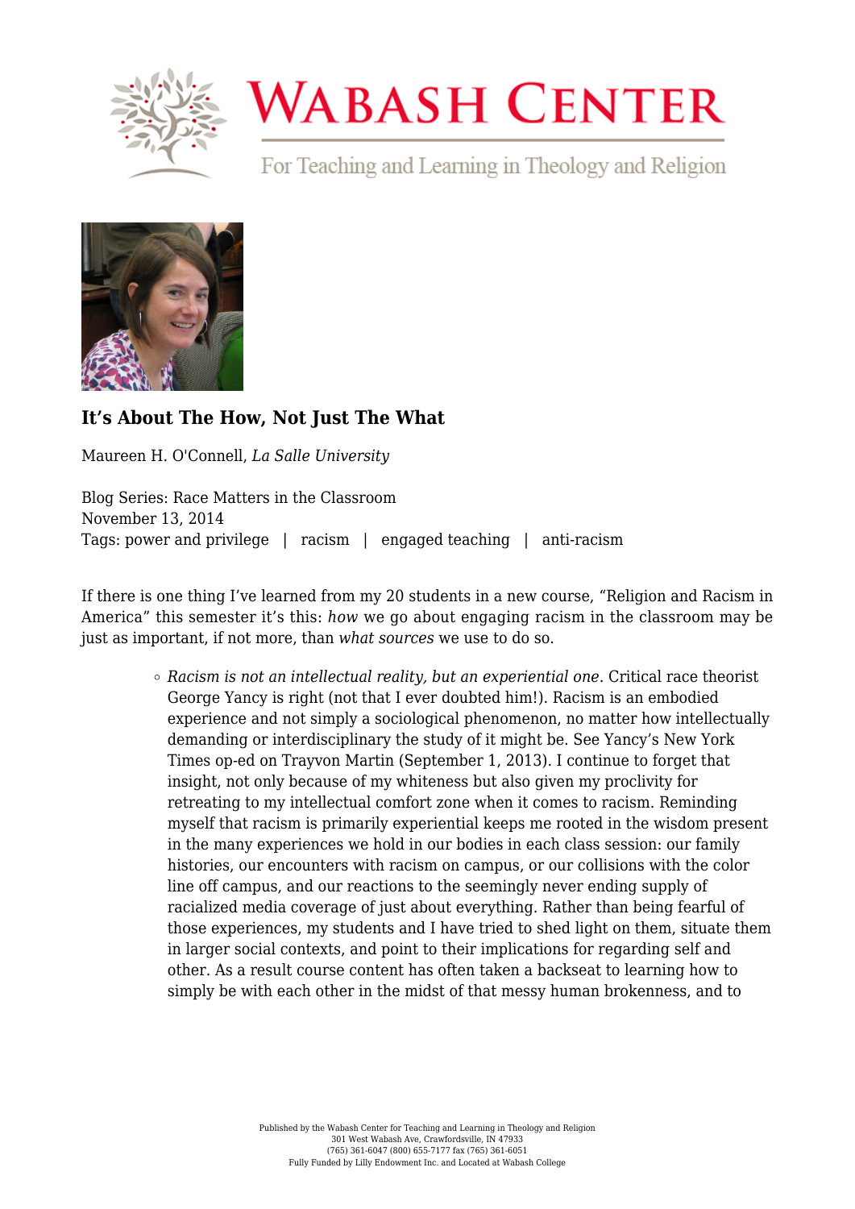# WABASH CENTER

For Teaching and Learning in Theology and Religion

## It's About The How, Not Just The What

Maureen H. O'Connell, *La Salle University*

Blog Series: Race Matters in the Classroom
November 13, 2014
Tags: power and privilege | racism | engaged teaching | anti-racism

If there is one thing I've learned from my 20 students in a new course, "Religion and Racism in America" this semester it's this: *how* we go about engaging racism in the classroom may be just as important, if not more, than *what sources* we use to do so.

- *Racism is not an intellectual reality, but an experiential one*. Critical race theorist George Yancy is right (not that I ever doubted him!). Racism is an embodied experience and not simply a sociological phenomenon, no matter how intellectually demanding or interdisciplinary the study of it might be. See Yancy's New York Times op-ed on Trayvon Martin (September 1, 2013). I continue to forget that insight, not only because of my whiteness but also given my proclivity for retreating to my intellectual comfort zone when it comes to racism. Reminding myself that racism is primarily experiential keeps me rooted in the wisdom present in the many experiences we hold in our bodies in each class session: our family histories, our encounters with racism on campus, or our collisions with the color line off campus, and our reactions to the seemingly never ending supply of racialized media coverage of just about everything. Rather than being fearful of those experiences, my students and I have tried to shed light on them, situate them in larger social contexts, and point to their implications for regarding self and other. As a result course content has often taken a backseat to learning how to simply be with each other in the midst of that messy human brokenness, and to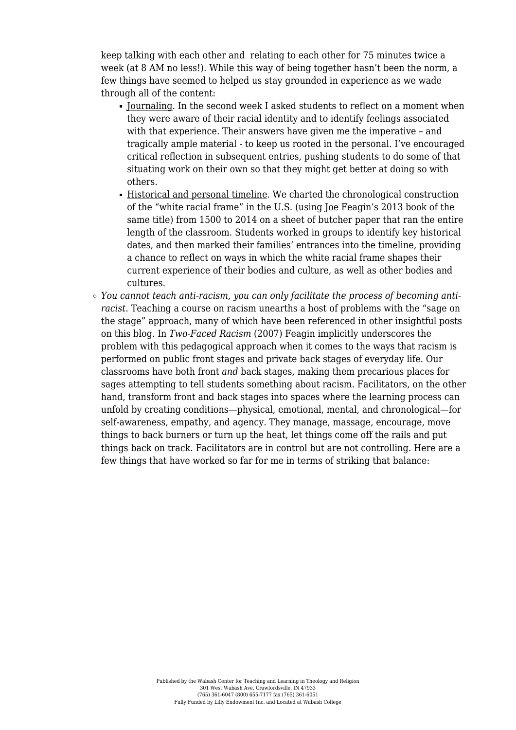keep talking with each other and relating to each other for 75 minutes twice a week (at 8 AM no less!). While this way of being together hasn't been the norm, a few things have seemed to helped us stay grounded in experience as we wade through all of the content:

- Journaling. In the second week I asked students to reflect on a moment when they were aware of their racial identity and to identify feelings associated with that experience. Their answers have given me the imperative – and tragically ample material - to keep us rooted in the personal. I've encouraged critical reflection in subsequent entries, pushing students to do some of that situating work on their own so that they might get better at doing so with others.
- Historical and personal timeline. We charted the chronological construction of the "white racial frame" in the U.S. (using Joe Feagin's 2013 book of the same title) from 1500 to 2014 on a sheet of butcher paper that ran the entire length of the classroom. Students worked in groups to identify key historical dates, and then marked their families' entrances into the timeline, providing a chance to reflect on ways in which the white racial frame shapes their current experience of their bodies and culture, as well as other bodies and cultures.

- *You cannot teach anti-racism, you can only facilitate the process of becoming anti-racist.* Teaching a course on racism unearths a host of problems with the "sage on the stage" approach, many of which have been referenced in other insightful posts on this blog. In *Two-Faced Racism* (2007) Feagin implicitly underscores the problem with this pedagogical approach when it comes to the ways that racism is performed on public front stages and private back stages of everyday life. Our classrooms have both front *and* back stages, making them precarious places for sages attempting to tell students something about racism. Facilitators, on the other hand, transform front and back stages into spaces where the learning process can unfold by creating conditions—physical, emotional, mental, and chronological—for self-awareness, empathy, and agency. They manage, massage, encourage, move things to back burners or turn up the heat, let things come off the rails and put things back on track. Facilitators are in control but are not controlling. Here are a few things that have worked so far for me in terms of striking that balance: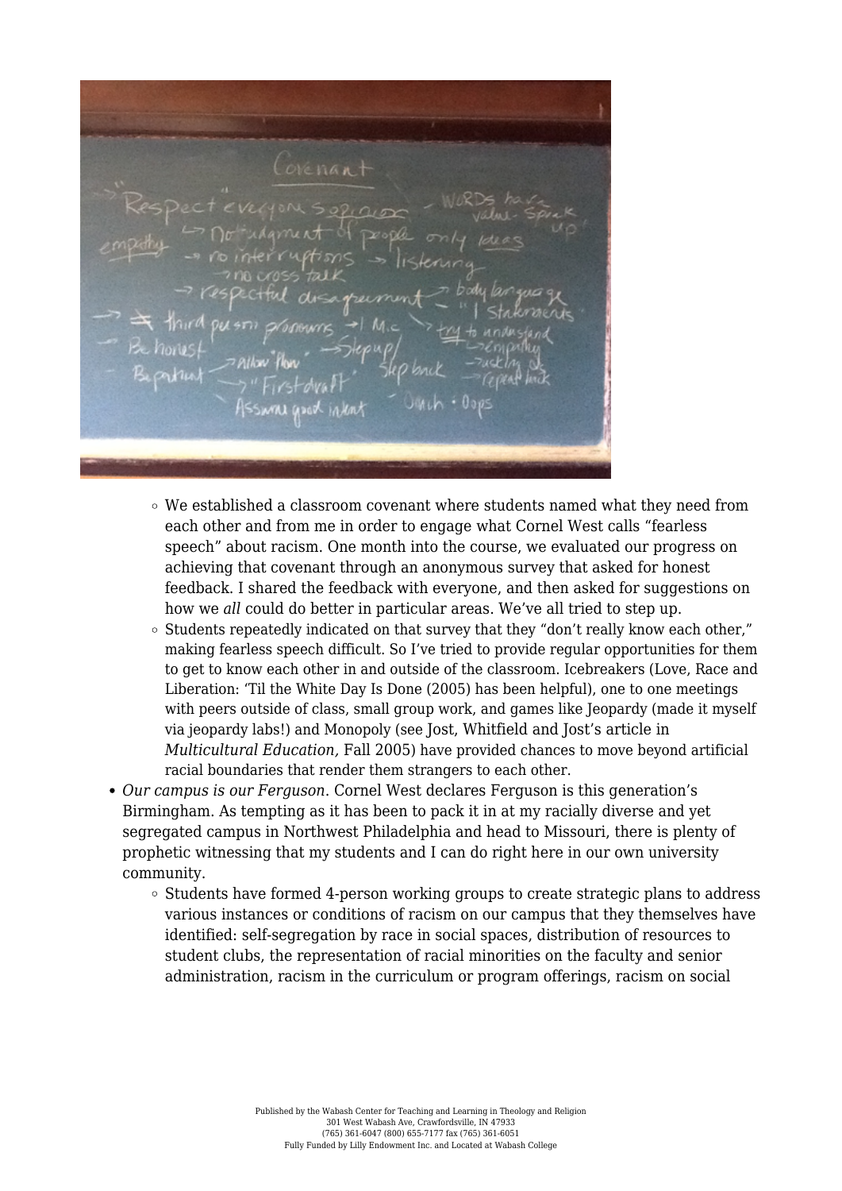- We established a classroom covenant where students named what they need from each other and from me in order to engage what Cornel West calls "fearless speech" about racism. One month into the course, we evaluated our progress on achieving that covenant through an anonymous survey that asked for honest feedback. I shared the feedback with everyone, and then asked for suggestions on how we *all* could do better in particular areas. We've all tried to step up.
- Students repeatedly indicated on that survey that they "don't really know each other," making fearless speech difficult. So I've tried to provide regular opportunities for them to get to know each other in and outside of the classroom. Icebreakers (Love, Race and Liberation: 'Til the White Day Is Done (2005) has been helpful), one to one meetings with peers outside of class, small group work, and games like Jeopardy (made it myself via jeopardy labs!) and Monopoly (see Jost, Whitfield and Jost's article in *Multicultural Education,* Fall 2005) have provided chances to move beyond artificial racial boundaries that render them strangers to each other.

- *Our campus is our Ferguson*. Cornel West declares Ferguson is this generation's Birmingham. As tempting as it has been to pack it in at my racially diverse and yet segregated campus in Northwest Philadelphia and head to Missouri, there is plenty of prophetic witnessing that my students and I can do right here in our own university community.
  - Students have formed 4-person working groups to create strategic plans to address various instances or conditions of racism on our campus that they themselves have identified: self-segregation by race in social spaces, distribution of resources to student clubs, the representation of racial minorities on the faculty and senior administration, racism in the curriculum or program offerings, racism on social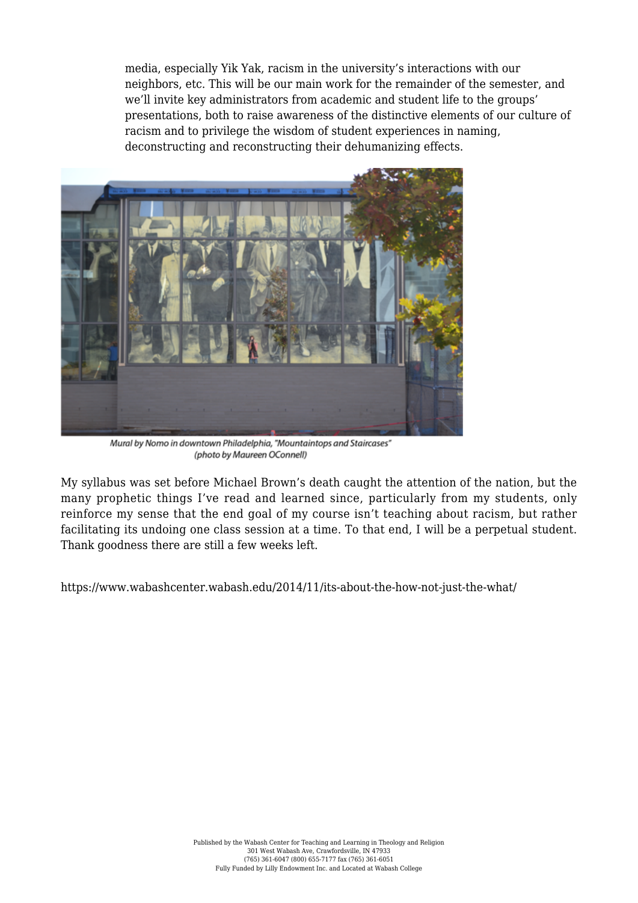media, especially Yik Yak, racism in the university's interactions with our neighbors, etc. This will be our main work for the remainder of the semester, and we'll invite key administrators from academic and student life to the groups' presentations, both to raise awareness of the distinctive elements of our culture of racism and to privilege the wisdom of student experiences in naming, deconstructing and reconstructing their dehumanizing effects.

*Mural by Nomo in downtown Philadelphia, "Mountaintops and Staircases" (photo by Maureen OConnell)*

My syllabus was set before Michael Brown's death caught the attention of the nation, but the many prophetic things I've read and learned since, particularly from my students, only reinforce my sense that the end goal of my course isn't teaching about racism, but rather facilitating its undoing one class session at a time. To that end, I will be a perpetual student. Thank goodness there are still a few weeks left.

https://www.wabashcenter.wabash.edu/2014/11/its-about-the-how-not-just-the-what/